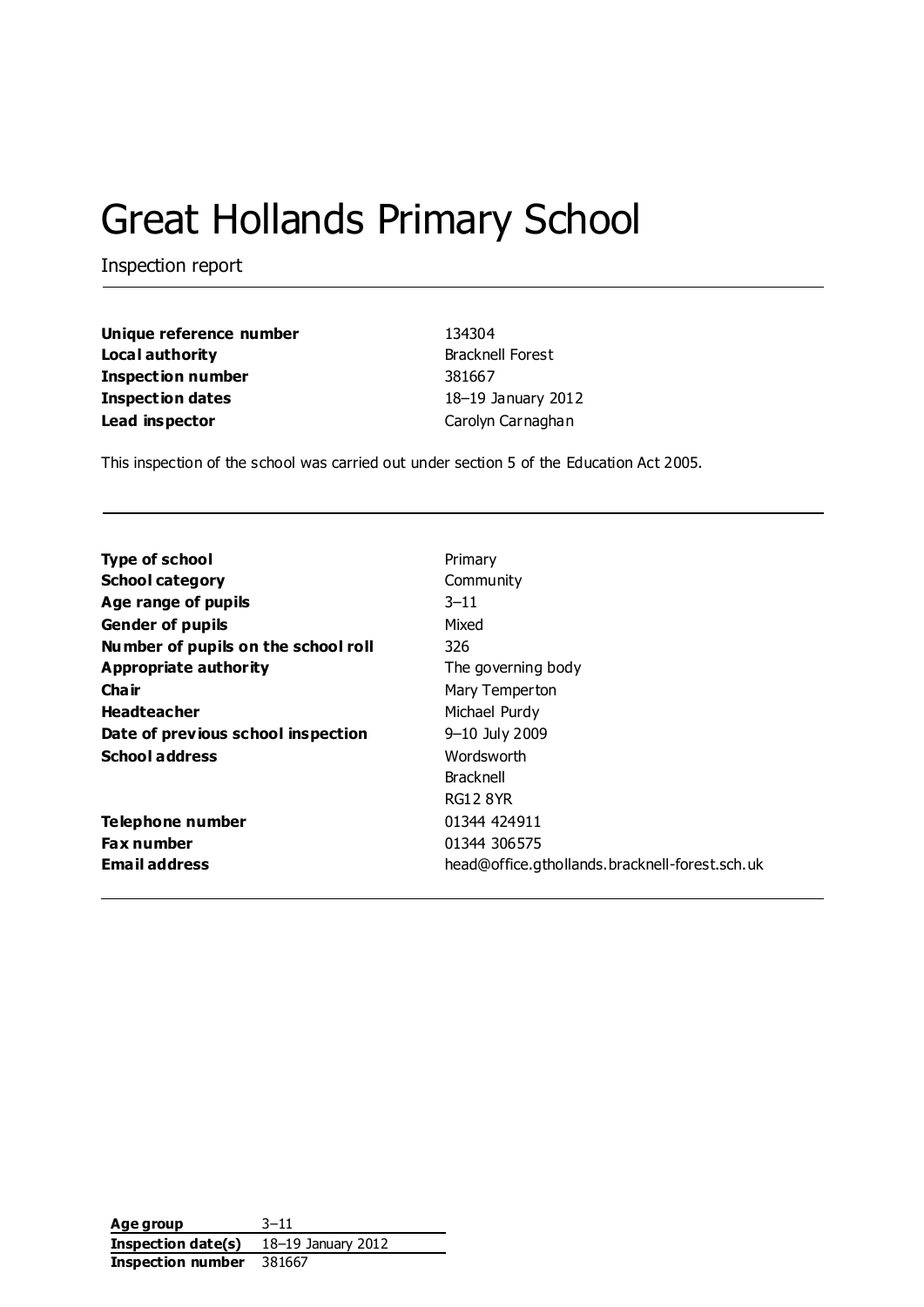# Great Hollands Primary School

Inspection report

| | |
|---|---|
| **Unique reference number** | 134304 |
| **Local authority** | Bracknell Forest |
| **Inspection number** | 381667 |
| **Inspection dates** | 18–19 January 2012 |
| **Lead inspector** | Carolyn Carnaghan |

This inspection of the school was carried out under section 5 of the Education Act 2005.

| | |
|---|---|
| **Type of school** | Primary |
| **School category** | Community |
| **Age range of pupils** | 3–11 |
| **Gender of pupils** | Mixed |
| **Number of pupils on the school roll** | 326 |
| **Appropriate authority** | The governing body |
| **Chair** | Mary Temperton |
| **Headteacher** | Michael Purdy |
| **Date of previous school inspection** | 9–10 July 2009 |
| **School address** | Wordsworth<br>Bracknell<br>RG12 8YR |
| **Telephone number** | 01344 424911 |
| **Fax number** | 01344 306575 |
| **Email address** | head@office.gthollands.bracknell-forest.sch.uk |

| | |
|---|---|
| **Age group** | 3–11 |
| **Inspection date(s)** | 18–19 January 2012 |
| **Inspection number** | 381667 |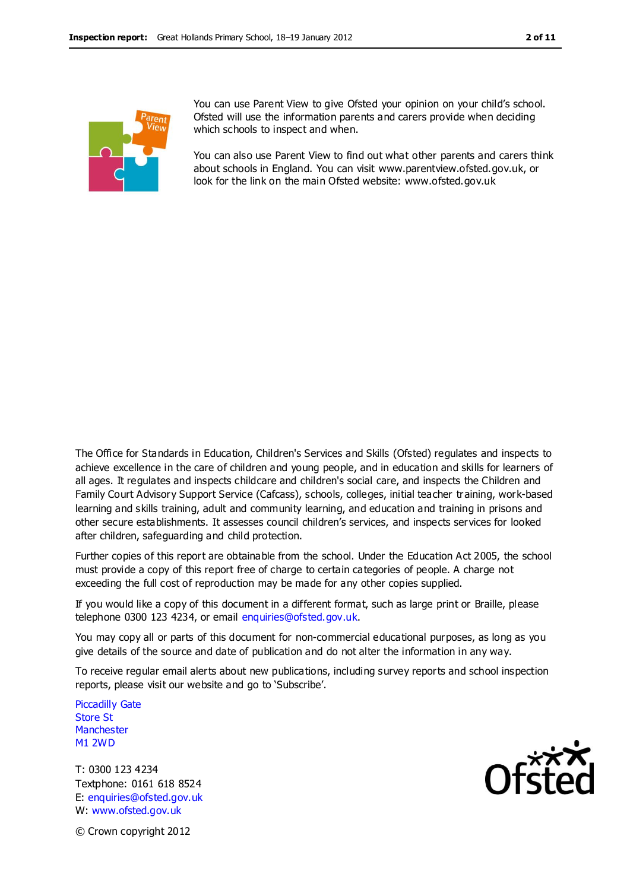You can use Parent View to give Ofsted your opinion on your child's school. Ofsted will use the information parents and carers provide when deciding which schools to inspect and when.

You can also use Parent View to find out what other parents and carers think about schools in England. You can visit www.parentview.ofsted.gov.uk, or look for the link on the main Ofsted website: www.ofsted.gov.uk

The Office for Standards in Education, Children's Services and Skills (Ofsted) regulates and inspects to achieve excellence in the care of children and young people, and in education and skills for learners of all ages. It regulates and inspects childcare and children's social care, and inspects the Children and Family Court Advisory Support Service (Cafcass), schools, colleges, initial teacher training, work-based learning and skills training, adult and community learning, and education and training in prisons and other secure establishments. It assesses council children's services, and inspects services for looked after children, safeguarding and child protection.

Further copies of this report are obtainable from the school. Under the Education Act 2005, the school must provide a copy of this report free of charge to certain categories of people. A charge not exceeding the full cost of reproduction may be made for any other copies supplied.

If you would like a copy of this document in a different format, such as large print or Braille, please telephone 0300 123 4234, or email enquiries@ofsted.gov.uk.

You may copy all or parts of this document for non-commercial educational purposes, as long as you give details of the source and date of publication and do not alter the information in any way.

To receive regular email alerts about new publications, including survey reports and school inspection reports, please visit our website and go to 'Subscribe'.

Piccadilly Gate
Store St
Manchester
M1 2WD

T: 0300 123 4234
Textphone: 0161 618 8524
E: enquiries@ofsted.gov.uk
W: www.ofsted.gov.uk

© Crown copyright 2012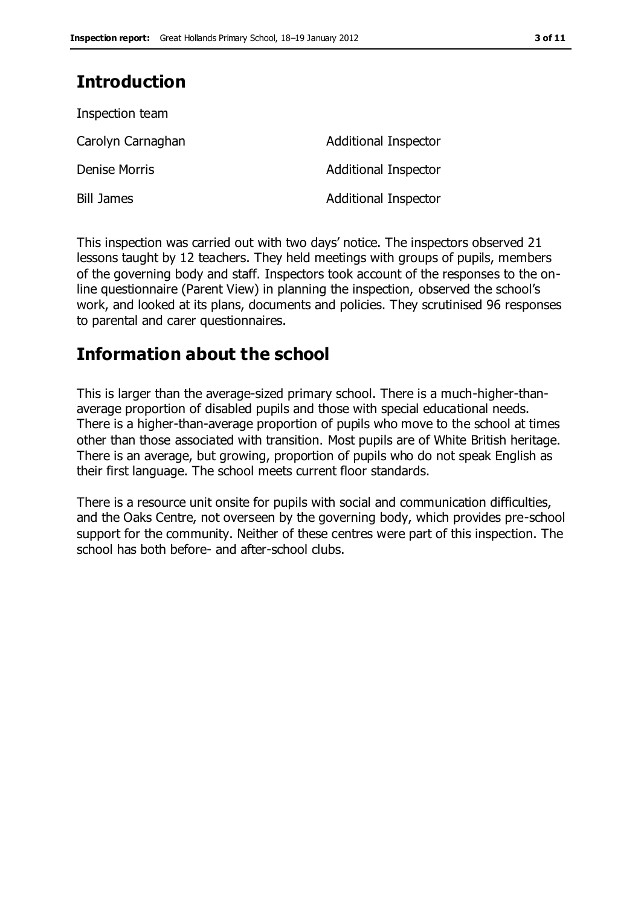## Introduction

Inspection team

| | |
|---|---|
| Carolyn Carnaghan | Additional Inspector |
| Denise Morris | Additional Inspector |
| Bill James | Additional Inspector |

This inspection was carried out with two days' notice. The inspectors observed 21 lessons taught by 12 teachers. They held meetings with groups of pupils, members of the governing body and staff. Inspectors took account of the responses to the on-line questionnaire (Parent View) in planning the inspection, observed the school's work, and looked at its plans, documents and policies. They scrutinised 96 responses to parental and carer questionnaires.

## Information about the school

This is larger than the average-sized primary school. There is a much-higher-than-average proportion of disabled pupils and those with special educational needs. There is a higher-than-average proportion of pupils who move to the school at times other than those associated with transition. Most pupils are of White British heritage. There is an average, but growing, proportion of pupils who do not speak English as their first language. The school meets current floor standards.

There is a resource unit onsite for pupils with social and communication difficulties, and the Oaks Centre, not overseen by the governing body, which provides pre-school support for the community. Neither of these centres were part of this inspection. The school has both before- and after-school clubs.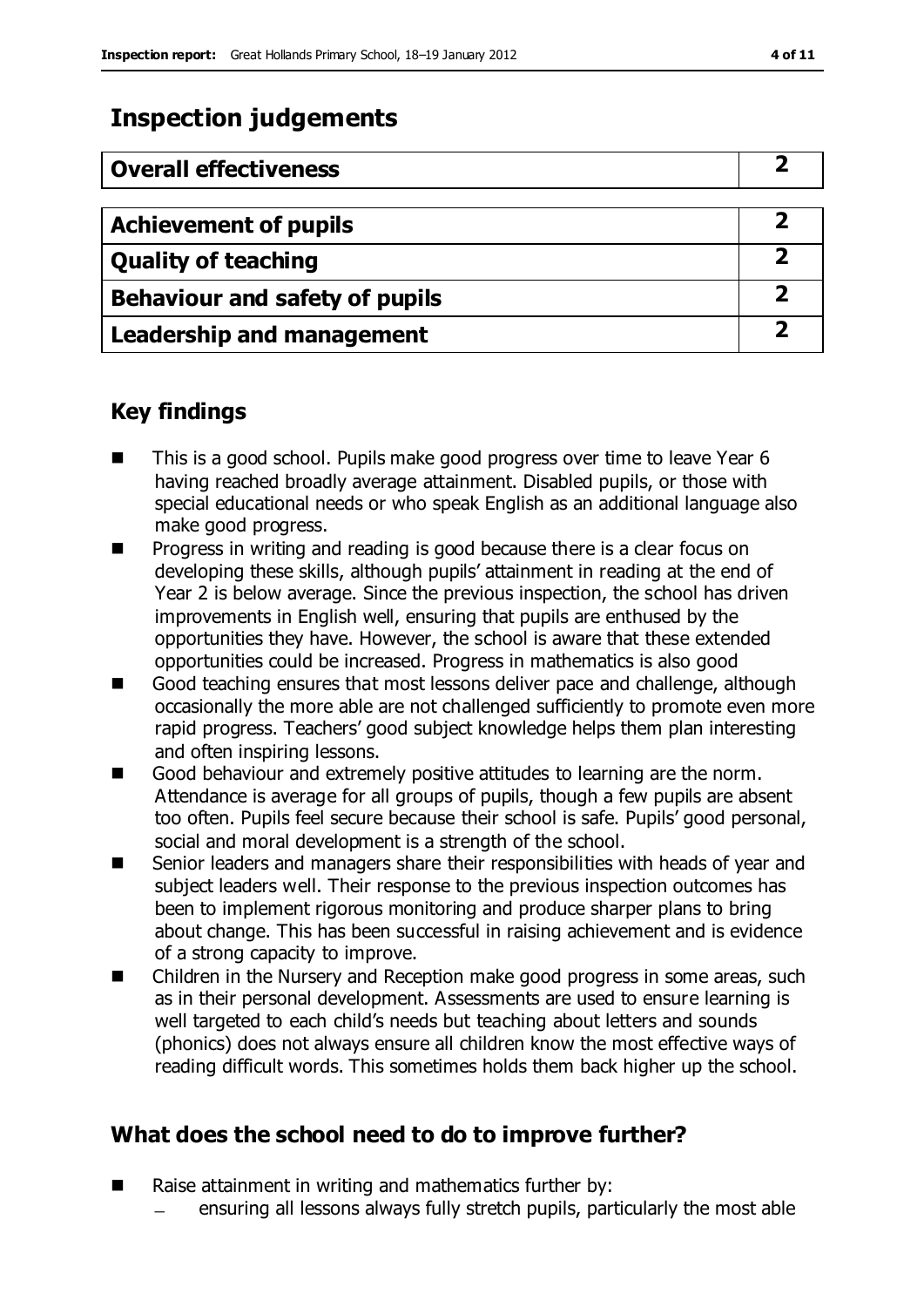## Inspection judgements

| Overall effectiveness | 2 |
|---|---|

| Achievement of pupils | 2 |
|---|---|
| Quality of teaching | 2 |
| Behaviour and safety of pupils | 2 |
| Leadership and management | 2 |

## Key findings

- This is a good school. Pupils make good progress over time to leave Year 6 having reached broadly average attainment. Disabled pupils, or those with special educational needs or who speak English as an additional language also make good progress.
- Progress in writing and reading is good because there is a clear focus on developing these skills, although pupils' attainment in reading at the end of Year 2 is below average. Since the previous inspection, the school has driven improvements in English well, ensuring that pupils are enthused by the opportunities they have. However, the school is aware that these extended opportunities could be increased. Progress in mathematics is also good
- Good teaching ensures that most lessons deliver pace and challenge, although occasionally the more able are not challenged sufficiently to promote even more rapid progress. Teachers' good subject knowledge helps them plan interesting and often inspiring lessons.
- Good behaviour and extremely positive attitudes to learning are the norm. Attendance is average for all groups of pupils, though a few pupils are absent too often. Pupils feel secure because their school is safe. Pupils' good personal, social and moral development is a strength of the school.
- Senior leaders and managers share their responsibilities with heads of year and subject leaders well. Their response to the previous inspection outcomes has been to implement rigorous monitoring and produce sharper plans to bring about change. This has been successful in raising achievement and is evidence of a strong capacity to improve.
- Children in the Nursery and Reception make good progress in some areas, such as in their personal development. Assessments are used to ensure learning is well targeted to each child's needs but teaching about letters and sounds (phonics) does not always ensure all children know the most effective ways of reading difficult words. This sometimes holds them back higher up the school.

## What does the school need to do to improve further?

- Raise attainment in writing and mathematics further by:
  - ensuring all lessons always fully stretch pupils, particularly the most able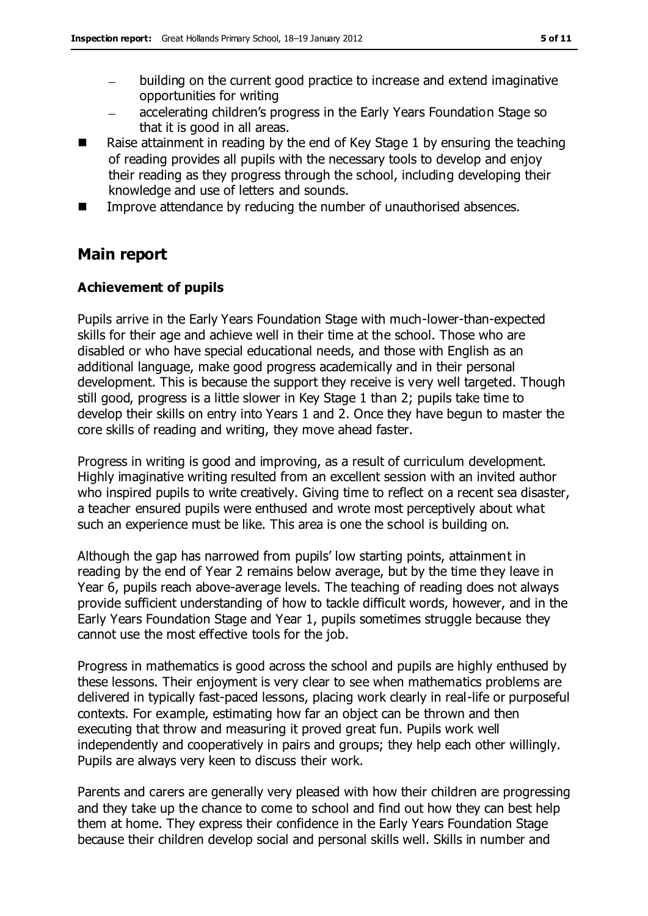- building on the current good practice to increase and extend imaginative opportunities for writing
  - accelerating children's progress in the Early Years Foundation Stage so that it is good in all areas.
- Raise attainment in reading by the end of Key Stage 1 by ensuring the teaching of reading provides all pupils with the necessary tools to develop and enjoy their reading as they progress through the school, including developing their knowledge and use of letters and sounds.
- Improve attendance by reducing the number of unauthorised absences.

## Main report

### Achievement of pupils

Pupils arrive in the Early Years Foundation Stage with much-lower-than-expected skills for their age and achieve well in their time at the school. Those who are disabled or who have special educational needs, and those with English as an additional language, make good progress academically and in their personal development. This is because the support they receive is very well targeted. Though still good, progress is a little slower in Key Stage 1 than 2; pupils take time to develop their skills on entry into Years 1 and 2. Once they have begun to master the core skills of reading and writing, they move ahead faster.

Progress in writing is good and improving, as a result of curriculum development. Highly imaginative writing resulted from an excellent session with an invited author who inspired pupils to write creatively. Giving time to reflect on a recent sea disaster, a teacher ensured pupils were enthused and wrote most perceptively about what such an experience must be like. This area is one the school is building on.

Although the gap has narrowed from pupils' low starting points, attainment in reading by the end of Year 2 remains below average, but by the time they leave in Year 6, pupils reach above-average levels. The teaching of reading does not always provide sufficient understanding of how to tackle difficult words, however, and in the Early Years Foundation Stage and Year 1, pupils sometimes struggle because they cannot use the most effective tools for the job.

Progress in mathematics is good across the school and pupils are highly enthused by these lessons. Their enjoyment is very clear to see when mathematics problems are delivered in typically fast-paced lessons, placing work clearly in real-life or purposeful contexts. For example, estimating how far an object can be thrown and then executing that throw and measuring it proved great fun. Pupils work well independently and cooperatively in pairs and groups; they help each other willingly. Pupils are always very keen to discuss their work.

Parents and carers are generally very pleased with how their children are progressing and they take up the chance to come to school and find out how they can best help them at home. They express their confidence in the Early Years Foundation Stage because their children develop social and personal skills well. Skills in number and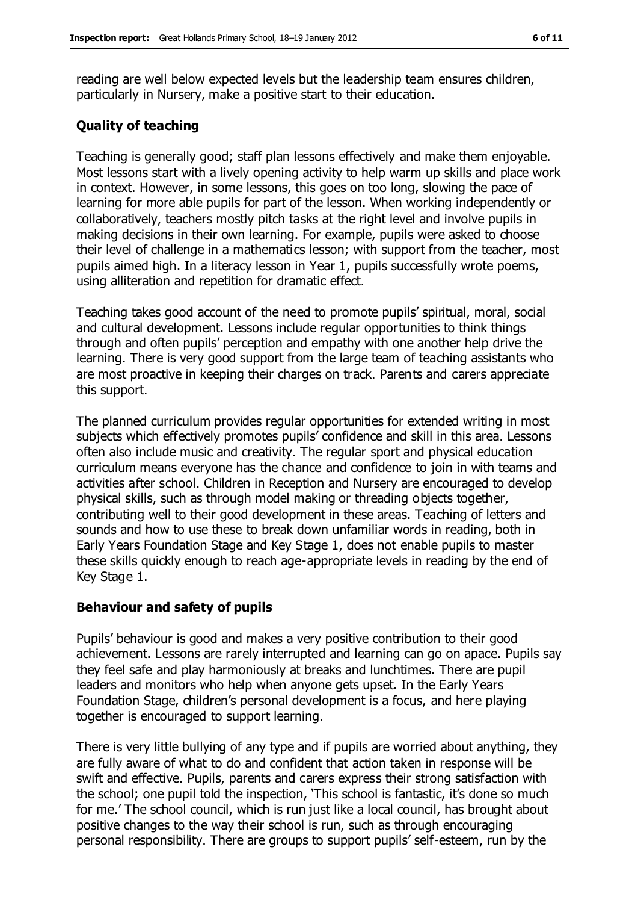reading are well below expected levels but the leadership team ensures children, particularly in Nursery, make a positive start to their education.

### Quality of teaching

Teaching is generally good; staff plan lessons effectively and make them enjoyable. Most lessons start with a lively opening activity to help warm up skills and place work in context. However, in some lessons, this goes on too long, slowing the pace of learning for more able pupils for part of the lesson. When working independently or collaboratively, teachers mostly pitch tasks at the right level and involve pupils in making decisions in their own learning. For example, pupils were asked to choose their level of challenge in a mathematics lesson; with support from the teacher, most pupils aimed high. In a literacy lesson in Year 1, pupils successfully wrote poems, using alliteration and repetition for dramatic effect.

Teaching takes good account of the need to promote pupils' spiritual, moral, social and cultural development. Lessons include regular opportunities to think things through and often pupils' perception and empathy with one another help drive the learning. There is very good support from the large team of teaching assistants who are most proactive in keeping their charges on track. Parents and carers appreciate this support.

The planned curriculum provides regular opportunities for extended writing in most subjects which effectively promotes pupils' confidence and skill in this area. Lessons often also include music and creativity. The regular sport and physical education curriculum means everyone has the chance and confidence to join in with teams and activities after school. Children in Reception and Nursery are encouraged to develop physical skills, such as through model making or threading objects together, contributing well to their good development in these areas. Teaching of letters and sounds and how to use these to break down unfamiliar words in reading, both in Early Years Foundation Stage and Key Stage 1, does not enable pupils to master these skills quickly enough to reach age-appropriate levels in reading by the end of Key Stage 1.

### Behaviour and safety of pupils

Pupils' behaviour is good and makes a very positive contribution to their good achievement. Lessons are rarely interrupted and learning can go on apace. Pupils say they feel safe and play harmoniously at breaks and lunchtimes. There are pupil leaders and monitors who help when anyone gets upset. In the Early Years Foundation Stage, children's personal development is a focus, and here playing together is encouraged to support learning.

There is very little bullying of any type and if pupils are worried about anything, they are fully aware of what to do and confident that action taken in response will be swift and effective. Pupils, parents and carers express their strong satisfaction with the school; one pupil told the inspection, 'This school is fantastic, it's done so much for me.' The school council, which is run just like a local council, has brought about positive changes to the way their school is run, such as through encouraging personal responsibility. There are groups to support pupils' self-esteem, run by the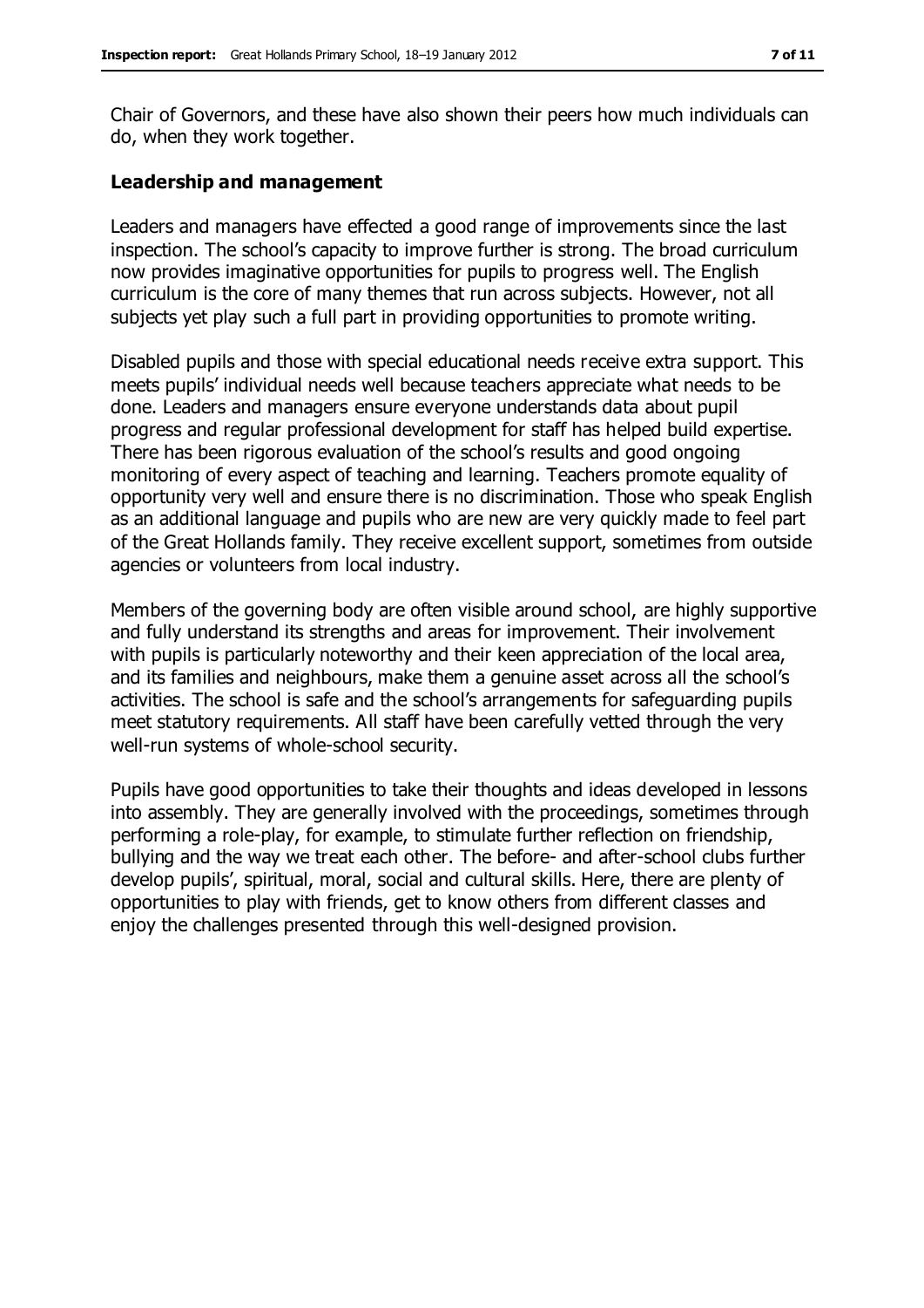Chair of Governors, and these have also shown their peers how much individuals can do, when they work together.

### Leadership and management

Leaders and managers have effected a good range of improvements since the last inspection. The school's capacity to improve further is strong. The broad curriculum now provides imaginative opportunities for pupils to progress well. The English curriculum is the core of many themes that run across subjects. However, not all subjects yet play such a full part in providing opportunities to promote writing.

Disabled pupils and those with special educational needs receive extra support. This meets pupils' individual needs well because teachers appreciate what needs to be done. Leaders and managers ensure everyone understands data about pupil progress and regular professional development for staff has helped build expertise. There has been rigorous evaluation of the school's results and good ongoing monitoring of every aspect of teaching and learning. Teachers promote equality of opportunity very well and ensure there is no discrimination. Those who speak English as an additional language and pupils who are new are very quickly made to feel part of the Great Hollands family. They receive excellent support, sometimes from outside agencies or volunteers from local industry.

Members of the governing body are often visible around school, are highly supportive and fully understand its strengths and areas for improvement. Their involvement with pupils is particularly noteworthy and their keen appreciation of the local area, and its families and neighbours, make them a genuine asset across all the school's activities. The school is safe and the school's arrangements for safeguarding pupils meet statutory requirements. All staff have been carefully vetted through the very well-run systems of whole-school security.

Pupils have good opportunities to take their thoughts and ideas developed in lessons into assembly. They are generally involved with the proceedings, sometimes through performing a role-play, for example, to stimulate further reflection on friendship, bullying and the way we treat each other. The before- and after-school clubs further develop pupils', spiritual, moral, social and cultural skills. Here, there are plenty of opportunities to play with friends, get to know others from different classes and enjoy the challenges presented through this well-designed provision.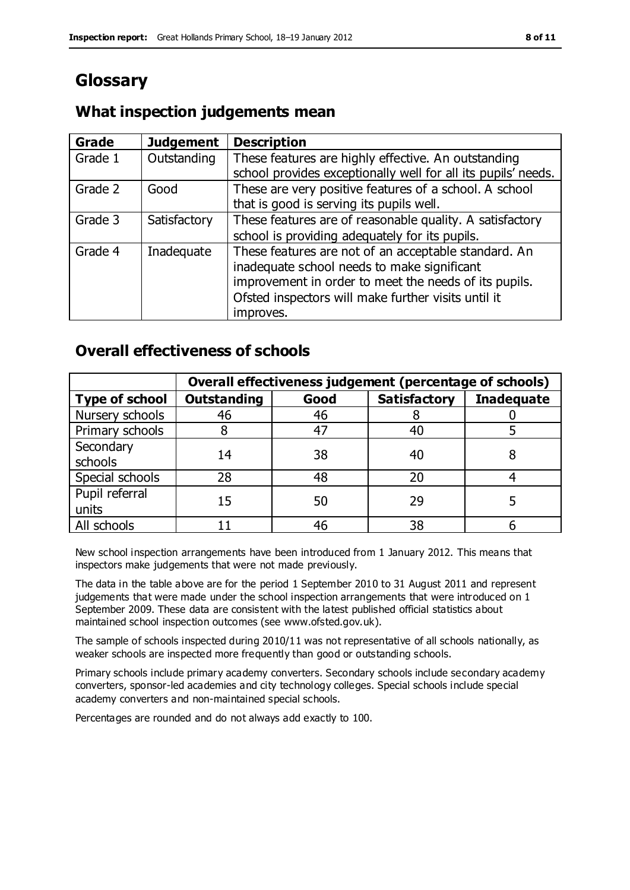# Glossary

## What inspection judgements mean

| Grade | Judgement | Description |
| --- | --- | --- |
| Grade 1 | Outstanding | These features are highly effective. An outstanding school provides exceptionally well for all its pupils' needs. |
| Grade 2 | Good | These are very positive features of a school. A school that is good is serving its pupils well. |
| Grade 3 | Satisfactory | These features are of reasonable quality. A satisfactory school is providing adequately for its pupils. |
| Grade 4 | Inadequate | These features are not of an acceptable standard. An inadequate school needs to make significant improvement in order to meet the needs of its pupils. Ofsted inspectors will make further visits until it improves. |

## Overall effectiveness of schools

| | Overall effectiveness judgement (percentage of schools) | | | |
| --- | --- | --- | --- | --- |
| **Type of school** | **Outstanding** | **Good** | **Satisfactory** | **Inadequate** |
| Nursery schools | 46 | 46 | 8 | 0 |
| Primary schools | 8 | 47 | 40 | 5 |
| Secondary schools | 14 | 38 | 40 | 8 |
| Special schools | 28 | 48 | 20 | 4 |
| Pupil referral units | 15 | 50 | 29 | 5 |
| All schools | 11 | 46 | 38 | 6 |

New school inspection arrangements have been introduced from 1 January 2012. This means that inspectors make judgements that were not made previously.

The data in the table above are for the period 1 September 2010 to 31 August 2011 and represent judgements that were made under the school inspection arrangements that were introduced on 1 September 2009. These data are consistent with the latest published official statistics about maintained school inspection outcomes (see www.ofsted.gov.uk).

The sample of schools inspected during 2010/11 was not representative of all schools nationally, as weaker schools are inspected more frequently than good or outstanding schools.

Primary schools include primary academy converters. Secondary schools include secondary academy converters, sponsor-led academies and city technology colleges. Special schools include special academy converters and non-maintained special schools.

Percentages are rounded and do not always add exactly to 100.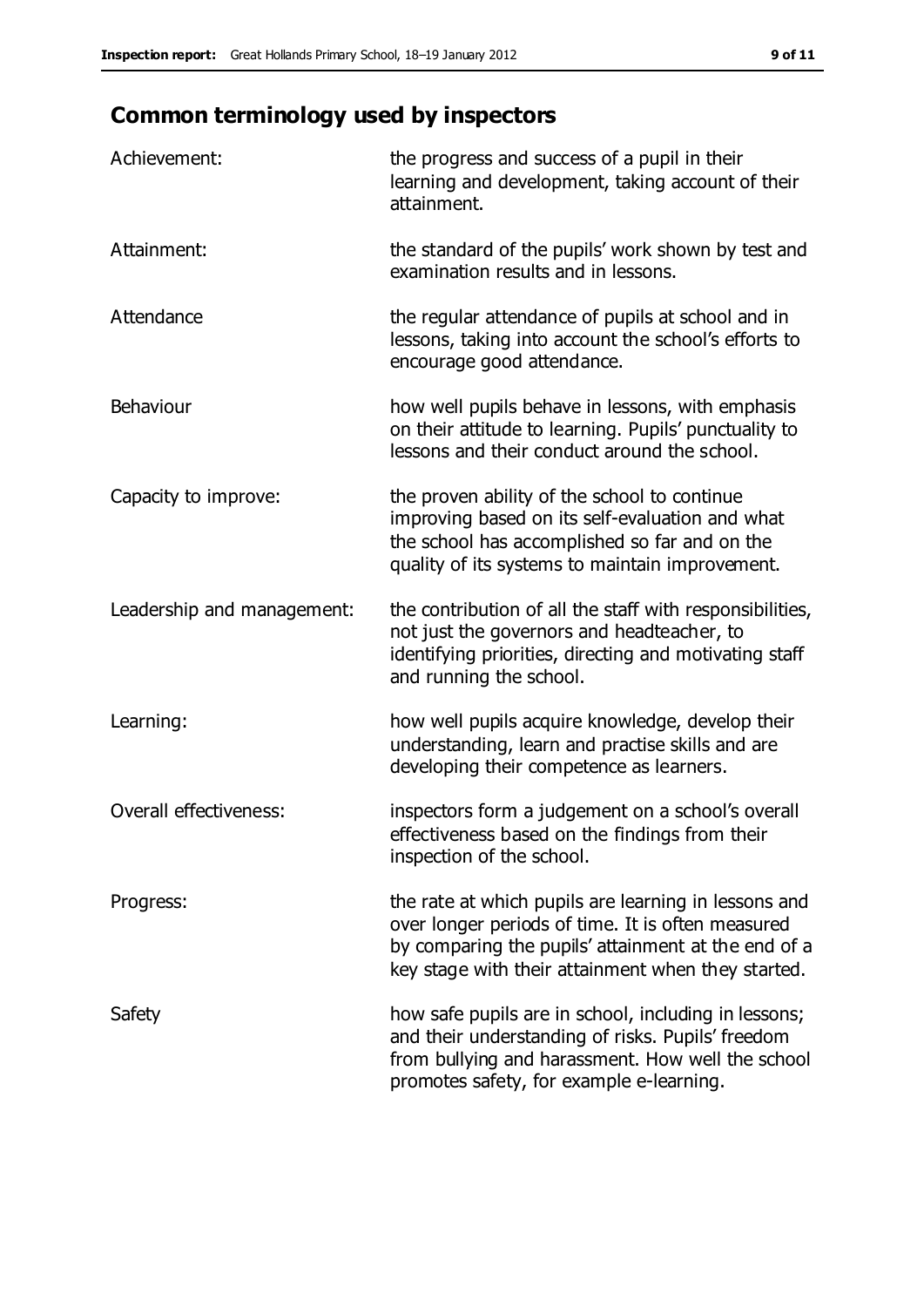## Common terminology used by inspectors

| | |
|---|---|
| Achievement: | the progress and success of a pupil in their learning and development, taking account of their attainment. |
| Attainment: | the standard of the pupils' work shown by test and examination results and in lessons. |
| Attendance | the regular attendance of pupils at school and in lessons, taking into account the school's efforts to encourage good attendance. |
| Behaviour | how well pupils behave in lessons, with emphasis on their attitude to learning. Pupils' punctuality to lessons and their conduct around the school. |
| Capacity to improve: | the proven ability of the school to continue improving based on its self-evaluation and what the school has accomplished so far and on the quality of its systems to maintain improvement. |
| Leadership and management: | the contribution of all the staff with responsibilities, not just the governors and headteacher, to identifying priorities, directing and motivating staff and running the school. |
| Learning: | how well pupils acquire knowledge, develop their understanding, learn and practise skills and are developing their competence as learners. |
| Overall effectiveness: | inspectors form a judgement on a school's overall effectiveness based on the findings from their inspection of the school. |
| Progress: | the rate at which pupils are learning in lessons and over longer periods of time. It is often measured by comparing the pupils' attainment at the end of a key stage with their attainment when they started. |
| Safety | how safe pupils are in school, including in lessons; and their understanding of risks. Pupils' freedom from bullying and harassment. How well the school promotes safety, for example e-learning. |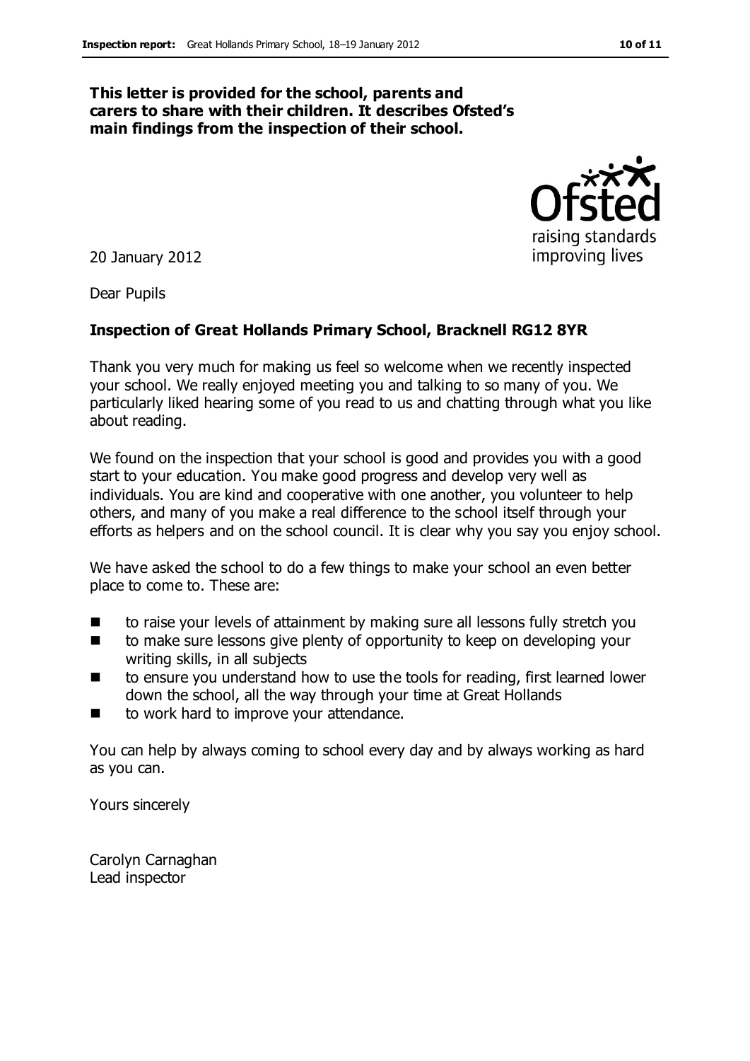**This letter is provided for the school, parents and carers to share with their children. It describes Ofsted's main findings from the inspection of their school.**

20 January 2012

Dear Pupils

**Inspection of Great Hollands Primary School, Bracknell RG12 8YR**

Thank you very much for making us feel so welcome when we recently inspected your school. We really enjoyed meeting you and talking to so many of you. We particularly liked hearing some of you read to us and chatting through what you like about reading.

We found on the inspection that your school is good and provides you with a good start to your education. You make good progress and develop very well as individuals. You are kind and cooperative with one another, you volunteer to help others, and many of you make a real difference to the school itself through your efforts as helpers and on the school council. It is clear why you say you enjoy school.

We have asked the school to do a few things to make your school an even better place to come to. These are:

- to raise your levels of attainment by making sure all lessons fully stretch you
- to make sure lessons give plenty of opportunity to keep on developing your writing skills, in all subjects
- to ensure you understand how to use the tools for reading, first learned lower down the school, all the way through your time at Great Hollands
- to work hard to improve your attendance.

You can help by always coming to school every day and by always working as hard as you can.

Yours sincerely

Carolyn Carnaghan
Lead inspector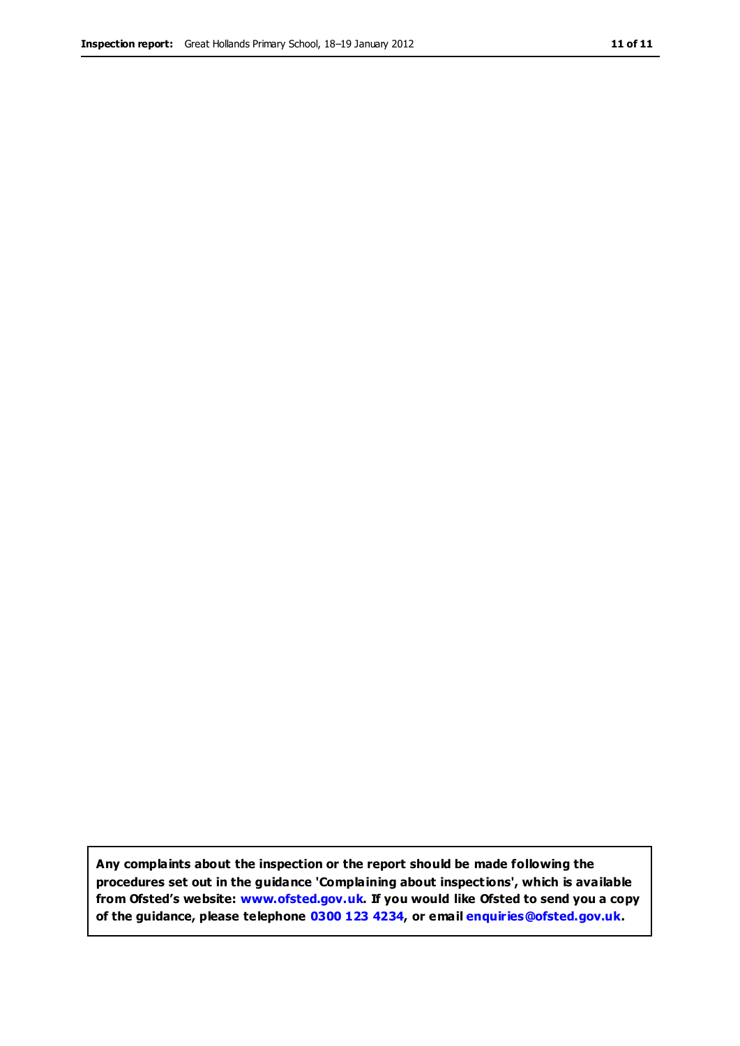**Any complaints about the inspection or the report should be made following the procedures set out in the guidance 'Complaining about inspections', which is available from Ofsted's website: www.ofsted.gov.uk. If you would like Ofsted to send you a copy of the guidance, please telephone 0300 123 4234, or email enquiries@ofsted.gov.uk.**